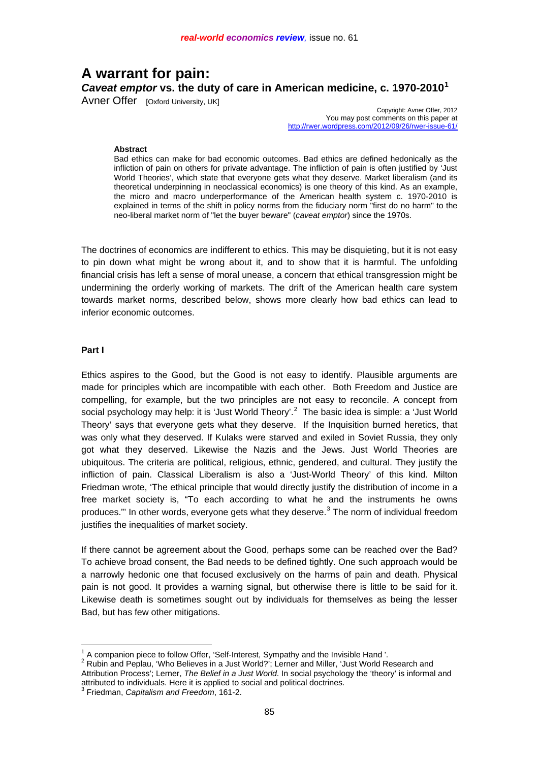# A warrant for pain:

## *Caveat emptor* vs. the duty of care in American medicine, c. 1970-2010[1]

Avner Offer [Oxford University, UK]

Copyright: Avner Offer, 2012
You may post comments on this paper at
http://rwer.wordpress.com/2012/09/26/rwer-issue-61/

**Abstract**

Bad ethics can make for bad economic outcomes. Bad ethics are defined hedonically as the infliction of pain on others for private advantage. The infliction of pain is often justified by 'Just World Theories', which state that everyone gets what they deserve. Market liberalism (and its theoretical underpinning in neoclassical economics) is one theory of this kind. As an example, the micro and macro underperformance of the American health system c. 1970-2010 is explained in terms of the shift in policy norms from the fiduciary norm "first do no harm" to the neo-liberal market norm of "let the buyer beware" (*caveat emptor*) since the 1970s.

The doctrines of economics are indifferent to ethics. This may be disquieting, but it is not easy to pin down what might be wrong about it, and to show that it is harmful. The unfolding financial crisis has left a sense of moral unease, a concern that ethical transgression might be undermining the orderly working of markets. The drift of the American health care system towards market norms, described below, shows more clearly how bad ethics can lead to inferior economic outcomes.

**Part I**

Ethics aspires to the Good, but the Good is not easy to identify. Plausible arguments are made for principles which are incompatible with each other. Both Freedom and Justice are compelling, for example, but the two principles are not easy to reconcile. A concept from social psychology may help: it is 'Just World Theory'.[2] The basic idea is simple: a 'Just World Theory' says that everyone gets what they deserve. If the Inquisition burned heretics, that was only what they deserved. If Kulaks were starved and exiled in Soviet Russia, they only got what they deserved. Likewise the Nazis and the Jews. Just World Theories are ubiquitous. The criteria are political, religious, ethnic, gendered, and cultural. They justify the infliction of pain. Classical Liberalism is also a 'Just-World Theory' of this kind. Milton Friedman wrote, 'The ethical principle that would directly justify the distribution of income in a free market society is, "To each according to what he and the instruments he owns produces."' In other words, everyone gets what they deserve.[3] The norm of individual freedom justifies the inequalities of market society.

If there cannot be agreement about the Good, perhaps some can be reached over the Bad? To achieve broad consent, the Bad needs to be defined tightly. One such approach would be a narrowly hedonic one that focused exclusively on the harms of pain and death. Physical pain is not good. It provides a warning signal, but otherwise there is little to be said for it. Likewise death is sometimes sought out by individuals for themselves as being the lesser Bad, but has few other mitigations.

---

[1] A companion piece to follow Offer, 'Self-Interest, Sympathy and the Invisible Hand '.

[2] Rubin and Peplau, 'Who Believes in a Just World?'; Lerner and Miller, 'Just World Research and Attribution Process'; Lerner, *The Belief in a Just World*. In social psychology the 'theory' is informal and attributed to individuals. Here it is applied to social and political doctrines.

[3] Friedman, *Capitalism and Freedom*, 161-2.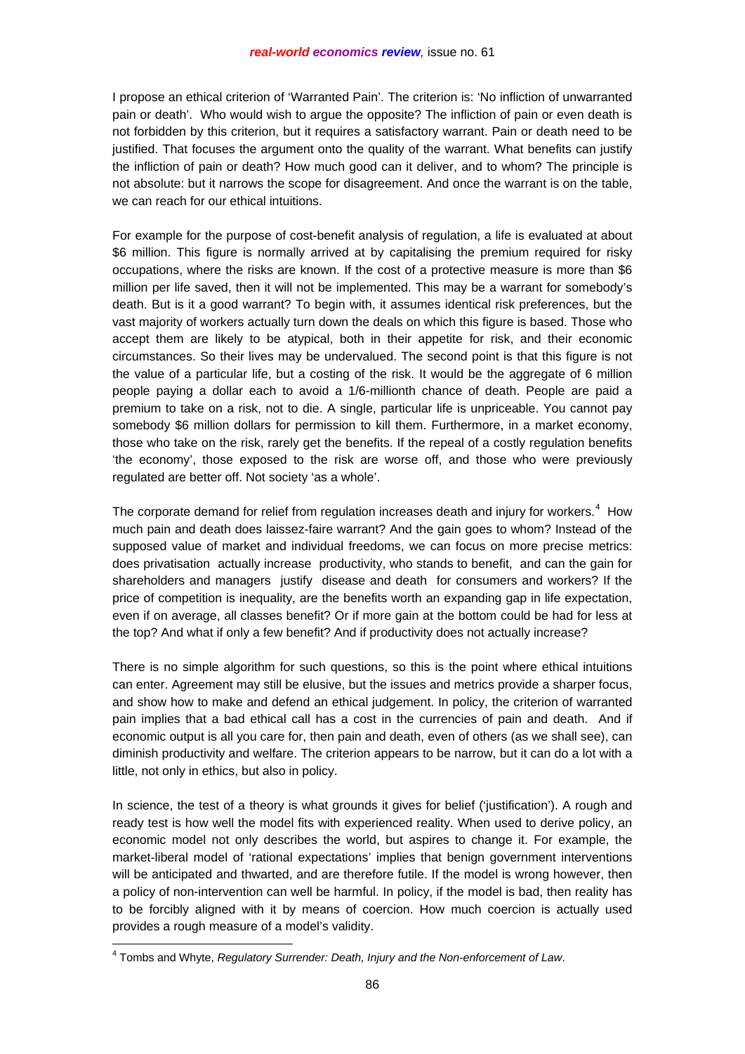I propose an ethical criterion of 'Warranted Pain'. The criterion is: 'No infliction of unwarranted pain or death'. Who would wish to argue the opposite? The infliction of pain or even death is not forbidden by this criterion, but it requires a satisfactory warrant. Pain or death need to be justified. That focuses the argument onto the quality of the warrant. What benefits can justify the infliction of pain or death? How much good can it deliver, and to whom? The principle is not absolute: but it narrows the scope for disagreement. And once the warrant is on the table, we can reach for our ethical intuitions.

For example for the purpose of cost-benefit analysis of regulation, a life is evaluated at about $6 million. This figure is normally arrived at by capitalising the premium required for risky occupations, where the risks are known. If the cost of a protective measure is more than $6 million per life saved, then it will not be implemented. This may be a warrant for somebody's death. But is it a good warrant? To begin with, it assumes identical risk preferences, but the vast majority of workers actually turn down the deals on which this figure is based. Those who accept them are likely to be atypical, both in their appetite for risk, and their economic circumstances. So their lives may be undervalued. The second point is that this figure is not the value of a particular life, but a costing of the risk. It would be the aggregate of 6 million people paying a dollar each to avoid a 1/6-millionth chance of death. People are paid a premium to take on a risk, not to die. A single, particular life is unpriceable. You cannot pay somebody $6 million dollars for permission to kill them. Furthermore, in a market economy, those who take on the risk, rarely get the benefits. If the repeal of a costly regulation benefits 'the economy', those exposed to the risk are worse off, and those who were previously regulated are better off. Not society 'as a whole'.

The corporate demand for relief from regulation increases death and injury for workers.[4] How much pain and death does laissez-faire warrant? And the gain goes to whom? Instead of the supposed value of market and individual freedoms, we can focus on more precise metrics: does privatisation actually increase productivity, who stands to benefit, and can the gain for shareholders and managers justify disease and death for consumers and workers? If the price of competition is inequality, are the benefits worth an expanding gap in life expectation, even if on average, all classes benefit? Or if more gain at the bottom could be had for less at the top? And what if only a few benefit? And if productivity does not actually increase?

There is no simple algorithm for such questions, so this is the point where ethical intuitions can enter. Agreement may still be elusive, but the issues and metrics provide a sharper focus, and show how to make and defend an ethical judgement. In policy, the criterion of warranted pain implies that a bad ethical call has a cost in the currencies of pain and death. And if economic output is all you care for, then pain and death, even of others (as we shall see), can diminish productivity and welfare. The criterion appears to be narrow, but it can do a lot with a little, not only in ethics, but also in policy.

In science, the test of a theory is what grounds it gives for belief ('justification'). A rough and ready test is how well the model fits with experienced reality. When used to derive policy, an economic model not only describes the world, but aspires to change it. For example, the market-liberal model of 'rational expectations' implies that benign government interventions will be anticipated and thwarted, and are therefore futile. If the model is wrong however, then a policy of non-intervention can well be harmful. In policy, if the model is bad, then reality has to be forcibly aligned with it by means of coercion. How much coercion is actually used provides a rough measure of a model's validity.

---

[4] Tombs and Whyte, *Regulatory Surrender: Death, Injury and the Non-enforcement of Law*.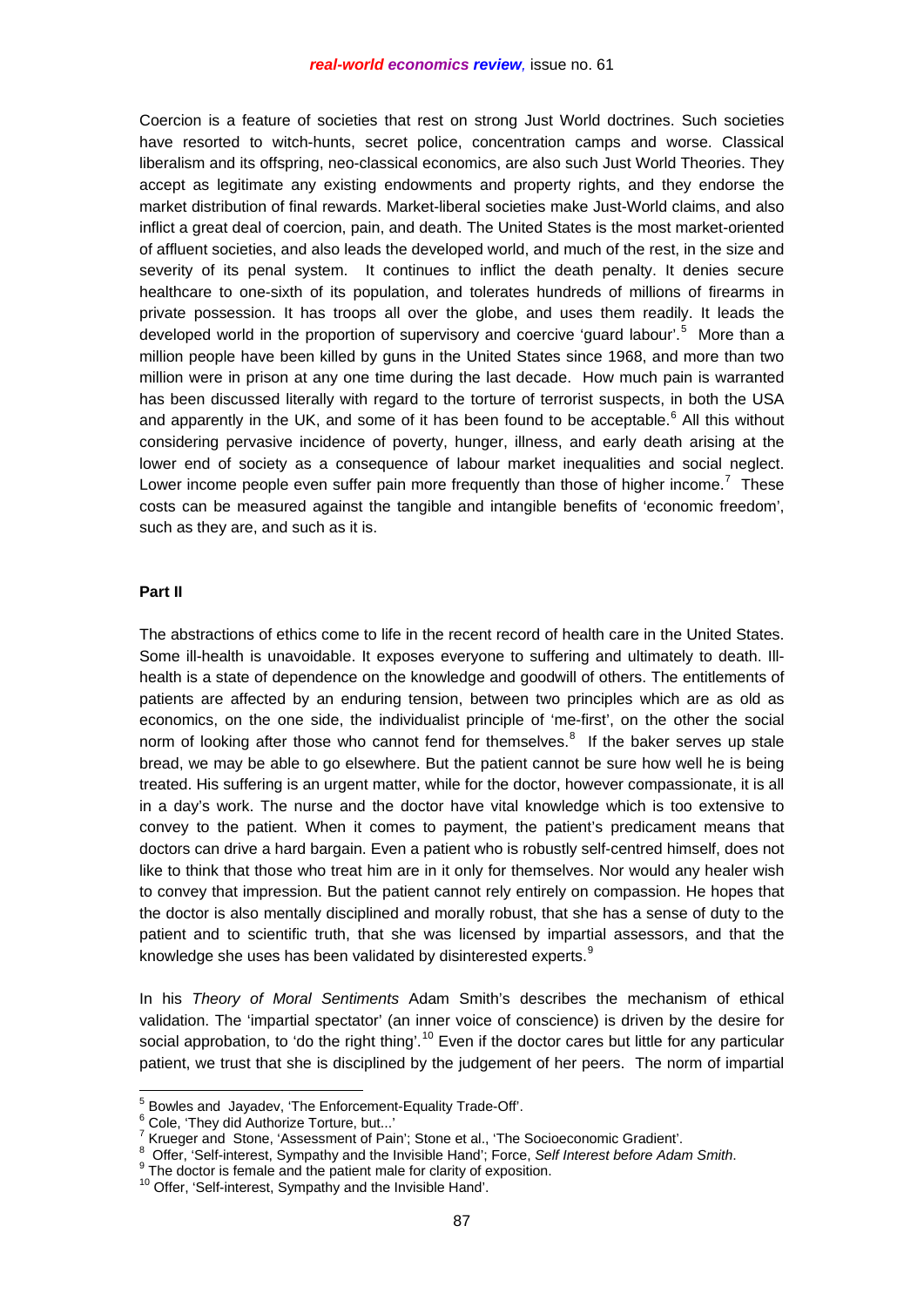Coercion is a feature of societies that rest on strong Just World doctrines. Such societies have resorted to witch-hunts, secret police, concentration camps and worse. Classical liberalism and its offspring, neo-classical economics, are also such Just World Theories. They accept as legitimate any existing endowments and property rights, and they endorse the market distribution of final rewards. Market-liberal societies make Just-World claims, and also inflict a great deal of coercion, pain, and death. The United States is the most market-oriented of affluent societies, and also leads the developed world, and much of the rest, in the size and severity of its penal system. It continues to inflict the death penalty. It denies secure healthcare to one-sixth of its population, and tolerates hundreds of millions of firearms in private possession. It has troops all over the globe, and uses them readily. It leads the developed world in the proportion of supervisory and coercive 'guard labour'.[5] More than a million people have been killed by guns in the United States since 1968, and more than two million were in prison at any one time during the last decade. How much pain is warranted has been discussed literally with regard to the torture of terrorist suspects, in both the USA and apparently in the UK, and some of it has been found to be acceptable.[6] All this without considering pervasive incidence of poverty, hunger, illness, and early death arising at the lower end of society as a consequence of labour market inequalities and social neglect. Lower income people even suffer pain more frequently than those of higher income.[7] These costs can be measured against the tangible and intangible benefits of 'economic freedom', such as they are, and such as it is.

**Part II**

The abstractions of ethics come to life in the recent record of health care in the United States. Some ill-health is unavoidable. It exposes everyone to suffering and ultimately to death. Ill-health is a state of dependence on the knowledge and goodwill of others. The entitlements of patients are affected by an enduring tension, between two principles which are as old as economics, on the one side, the individualist principle of 'me-first', on the other the social norm of looking after those who cannot fend for themselves.[8] If the baker serves up stale bread, we may be able to go elsewhere. But the patient cannot be sure how well he is being treated. His suffering is an urgent matter, while for the doctor, however compassionate, it is all in a day's work. The nurse and the doctor have vital knowledge which is too extensive to convey to the patient. When it comes to payment, the patient's predicament means that doctors can drive a hard bargain. Even a patient who is robustly self-centred himself, does not like to think that those who treat him are in it only for themselves. Nor would any healer wish to convey that impression. But the patient cannot rely entirely on compassion. He hopes that the doctor is also mentally disciplined and morally robust, that she has a sense of duty to the patient and to scientific truth, that she was licensed by impartial assessors, and that the knowledge she uses has been validated by disinterested experts.[9]

In his *Theory of Moral Sentiments* Adam Smith's describes the mechanism of ethical validation. The 'impartial spectator' (an inner voice of conscience) is driven by the desire for social approbation, to 'do the right thing'.[10] Even if the doctor cares but little for any particular patient, we trust that she is disciplined by the judgement of her peers. The norm of impartial

---

[5] Bowles and Jayadev, 'The Enforcement-Equality Trade-Off'.

[6] Cole, 'They did Authorize Torture, but...'

[7] Krueger and Stone, 'Assessment of Pain'; Stone et al., 'The Socioeconomic Gradient'.

[8] Offer, 'Self-interest, Sympathy and the Invisible Hand'; Force, *Self Interest before Adam Smith*.

[9] The doctor is female and the patient male for clarity of exposition.

[10] Offer, 'Self-interest, Sympathy and the Invisible Hand'.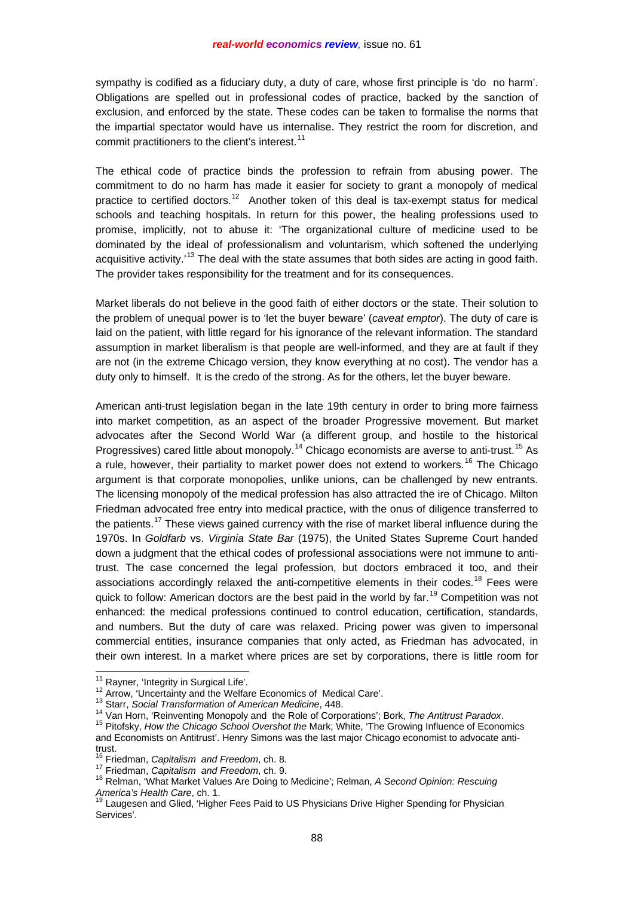sympathy is codified as a fiduciary duty, a duty of care, whose first principle is 'do no harm'. Obligations are spelled out in professional codes of practice, backed by the sanction of exclusion, and enforced by the state. These codes can be taken to formalise the norms that the impartial spectator would have us internalise. They restrict the room for discretion, and commit practitioners to the client's interest.[11]

The ethical code of practice binds the profession to refrain from abusing power. The commitment to do no harm has made it easier for society to grant a monopoly of medical practice to certified doctors.[12] Another token of this deal is tax-exempt status for medical schools and teaching hospitals. In return for this power, the healing professions used to promise, implicitly, not to abuse it: 'The organizational culture of medicine used to be dominated by the ideal of professionalism and voluntarism, which softened the underlying acquisitive activity.'[13] The deal with the state assumes that both sides are acting in good faith. The provider takes responsibility for the treatment and for its consequences.

Market liberals do not believe in the good faith of either doctors or the state. Their solution to the problem of unequal power is to 'let the buyer beware' (*caveat emptor*). The duty of care is laid on the patient, with little regard for his ignorance of the relevant information. The standard assumption in market liberalism is that people are well-informed, and they are at fault if they are not (in the extreme Chicago version, they know everything at no cost). The vendor has a duty only to himself. It is the credo of the strong. As for the others, let the buyer beware.

American anti-trust legislation began in the late 19th century in order to bring more fairness into market competition, as an aspect of the broader Progressive movement. But market advocates after the Second World War (a different group, and hostile to the historical Progressives) cared little about monopoly.[14] Chicago economists are averse to anti-trust.[15] As a rule, however, their partiality to market power does not extend to workers.[16] The Chicago argument is that corporate monopolies, unlike unions, can be challenged by new entrants. The licensing monopoly of the medical profession has also attracted the ire of Chicago. Milton Friedman advocated free entry into medical practice, with the onus of diligence transferred to the patients.[17] These views gained currency with the rise of market liberal influence during the 1970s. In *Goldfarb* vs. *Virginia State Bar* (1975), the United States Supreme Court handed down a judgment that the ethical codes of professional associations were not immune to anti-trust. The case concerned the legal profession, but doctors embraced it too, and their associations accordingly relaxed the anti-competitive elements in their codes.[18] Fees were quick to follow: American doctors are the best paid in the world by far.[19] Competition was not enhanced: the medical professions continued to control education, certification, standards, and numbers. But the duty of care was relaxed. Pricing power was given to impersonal commercial entities, insurance companies that only acted, as Friedman has advocated, in their own interest. In a market where prices are set by corporations, there is little room for

---

[11] Rayner, 'Integrity in Surgical Life'.

[12] Arrow, 'Uncertainty and the Welfare Economics of Medical Care'.

[13] Starr, *Social Transformation of American Medicine*, 448.

[14] Van Horn, 'Reinventing Monopoly and the Role of Corporations'; Bork, *The Antitrust Paradox*.

[15] Pitofsky, *How the Chicago School Overshot the* Mark; White, 'The Growing Influence of Economics and Economists on Antitrust'. Henry Simons was the last major Chicago economist to advocate anti-trust.

[16] Friedman, *Capitalism and Freedom*, ch. 8.

[17] Friedman, *Capitalism and Freedom*, ch. 9.

[18] Relman, 'What Market Values Are Doing to Medicine'; Relman, *A Second Opinion: Rescuing America's Health Care*, ch. 1.

[19] Laugesen and Glied, 'Higher Fees Paid to US Physicians Drive Higher Spending for Physician Services'.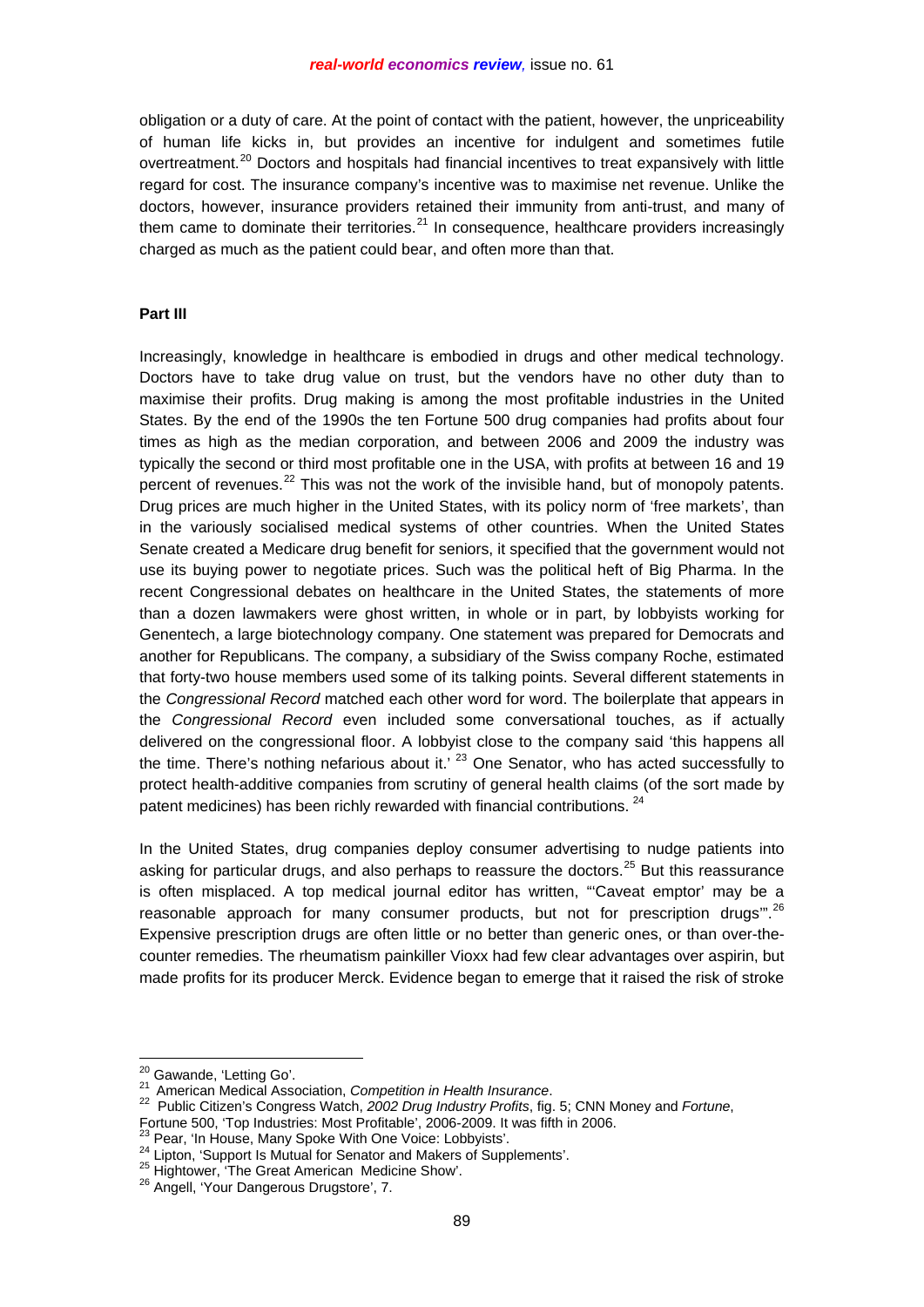obligation or a duty of care. At the point of contact with the patient, however, the unpriceability of human life kicks in, but provides an incentive for indulgent and sometimes futile overtreatment.[20] Doctors and hospitals had financial incentives to treat expansively with little regard for cost. The insurance company's incentive was to maximise net revenue. Unlike the doctors, however, insurance providers retained their immunity from anti-trust, and many of them came to dominate their territories.[21] In consequence, healthcare providers increasingly charged as much as the patient could bear, and often more than that.

**Part III**

Increasingly, knowledge in healthcare is embodied in drugs and other medical technology. Doctors have to take drug value on trust, but the vendors have no other duty than to maximise their profits. Drug making is among the most profitable industries in the United States. By the end of the 1990s the ten Fortune 500 drug companies had profits about four times as high as the median corporation, and between 2006 and 2009 the industry was typically the second or third most profitable one in the USA, with profits at between 16 and 19 percent of revenues.[22] This was not the work of the invisible hand, but of monopoly patents. Drug prices are much higher in the United States, with its policy norm of 'free markets', than in the variously socialised medical systems of other countries. When the United States Senate created a Medicare drug benefit for seniors, it specified that the government would not use its buying power to negotiate prices. Such was the political heft of Big Pharma. In the recent Congressional debates on healthcare in the United States, the statements of more than a dozen lawmakers were ghost written, in whole or in part, by lobbyists working for Genentech, a large biotechnology company. One statement was prepared for Democrats and another for Republicans. The company, a subsidiary of the Swiss company Roche, estimated that forty-two house members used some of its talking points. Several different statements in the *Congressional Record* matched each other word for word. The boilerplate that appears in the *Congressional Record* even included some conversational touches, as if actually delivered on the congressional floor. A lobbyist close to the company said 'this happens all the time. There's nothing nefarious about it.'[23] One Senator, who has acted successfully to protect health-additive companies from scrutiny of general health claims (of the sort made by patent medicines) has been richly rewarded with financial contributions.[24]

In the United States, drug companies deploy consumer advertising to nudge patients into asking for particular drugs, and also perhaps to reassure the doctors.[25] But this reassurance is often misplaced. A top medical journal editor has written, "'Caveat emptor' may be a reasonable approach for many consumer products, but not for prescription drugs'".[26] Expensive prescription drugs are often little or no better than generic ones, or than over-the-counter remedies. The rheumatism painkiller Vioxx had few clear advantages over aspirin, but made profits for its producer Merck. Evidence began to emerge that it raised the risk of stroke

---

[20] Gawande, 'Letting Go'.

[21] American Medical Association, *Competition in Health Insurance*.

[22] Public Citizen's Congress Watch, *2002 Drug Industry Profits*, fig. 5; CNN Money and *Fortune*, Fortune 500, 'Top Industries: Most Profitable', 2006-2009. It was fifth in 2006.

[23] Pear, 'In House, Many Spoke With One Voice: Lobbyists'.

[24] Lipton, 'Support Is Mutual for Senator and Makers of Supplements'.

[25] Hightower, 'The Great American Medicine Show'.

[26] Angell, 'Your Dangerous Drugstore', 7.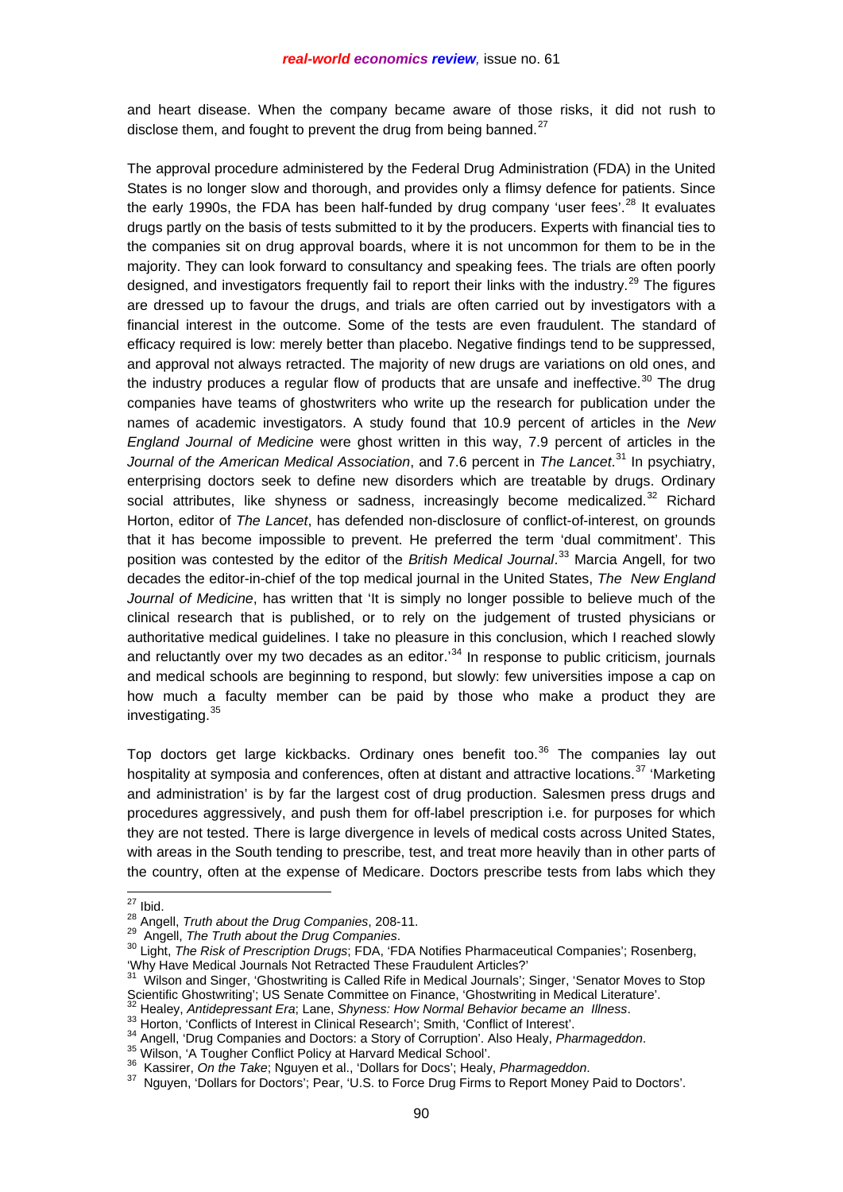and heart disease. When the company became aware of those risks, it did not rush to disclose them, and fought to prevent the drug from being banned.[27]

The approval procedure administered by the Federal Drug Administration (FDA) in the United States is no longer slow and thorough, and provides only a flimsy defence for patients. Since the early 1990s, the FDA has been half-funded by drug company 'user fees'.[28] It evaluates drugs partly on the basis of tests submitted to it by the producers. Experts with financial ties to the companies sit on drug approval boards, where it is not uncommon for them to be in the majority. They can look forward to consultancy and speaking fees. The trials are often poorly designed, and investigators frequently fail to report their links with the industry.[29] The figures are dressed up to favour the drugs, and trials are often carried out by investigators with a financial interest in the outcome. Some of the tests are even fraudulent. The standard of efficacy required is low: merely better than placebo. Negative findings tend to be suppressed, and approval not always retracted. The majority of new drugs are variations on old ones, and the industry produces a regular flow of products that are unsafe and ineffective.[30] The drug companies have teams of ghostwriters who write up the research for publication under the names of academic investigators. A study found that 10.9 percent of articles in the *New England Journal of Medicine* were ghost written in this way, 7.9 percent of articles in the *Journal of the American Medical Association*, and 7.6 percent in *The Lancet*.[31] In psychiatry, enterprising doctors seek to define new disorders which are treatable by drugs. Ordinary social attributes, like shyness or sadness, increasingly become medicalized.[32] Richard Horton, editor of *The Lancet*, has defended non-disclosure of conflict-of-interest, on grounds that it has become impossible to prevent. He preferred the term 'dual commitment'. This position was contested by the editor of the *British Medical Journal*.[33] Marcia Angell, for two decades the editor-in-chief of the top medical journal in the United States, *The New England Journal of Medicine*, has written that 'It is simply no longer possible to believe much of the clinical research that is published, or to rely on the judgement of trusted physicians or authoritative medical guidelines. I take no pleasure in this conclusion, which I reached slowly and reluctantly over my two decades as an editor.'[34] In response to public criticism, journals and medical schools are beginning to respond, but slowly: few universities impose a cap on how much a faculty member can be paid by those who make a product they are investigating.[35]

Top doctors get large kickbacks. Ordinary ones benefit too.[36] The companies lay out hospitality at symposia and conferences, often at distant and attractive locations.[37] 'Marketing and administration' is by far the largest cost of drug production. Salesmen press drugs and procedures aggressively, and push them for off-label prescription i.e. for purposes for which they are not tested. There is large divergence in levels of medical costs across United States, with areas in the South tending to prescribe, test, and treat more heavily than in other parts of the country, often at the expense of Medicare. Doctors prescribe tests from labs which they

---

[27] Ibid.

[28] Angell, *Truth about the Drug Companies*, 208-11.

[29] Angell, *The Truth about the Drug Companies*.

[30] Light, *The Risk of Prescription Drugs*; FDA, 'FDA Notifies Pharmaceutical Companies'; Rosenberg, 'Why Have Medical Journals Not Retracted These Fraudulent Articles?'

[31] Wilson and Singer, 'Ghostwriting is Called Rife in Medical Journals'; Singer, 'Senator Moves to Stop Scientific Ghostwriting'; US Senate Committee on Finance, 'Ghostwriting in Medical Literature'.

[32] Healey, *Antidepressant Era*; Lane, *Shyness: How Normal Behavior became an Illness*.

[33] Horton, 'Conflicts of Interest in Clinical Research'; Smith, 'Conflict of Interest'.

[34] Angell, 'Drug Companies and Doctors: a Story of Corruption'. Also Healy, *Pharmageddon*.

[35] Wilson, 'A Tougher Conflict Policy at Harvard Medical School'.

[36] Kassirer, *On the Take*; Nguyen et al., 'Dollars for Docs'; Healy, *Pharmageddon*.

[37] Nguyen, 'Dollars for Doctors'; Pear, 'U.S. to Force Drug Firms to Report Money Paid to Doctors'.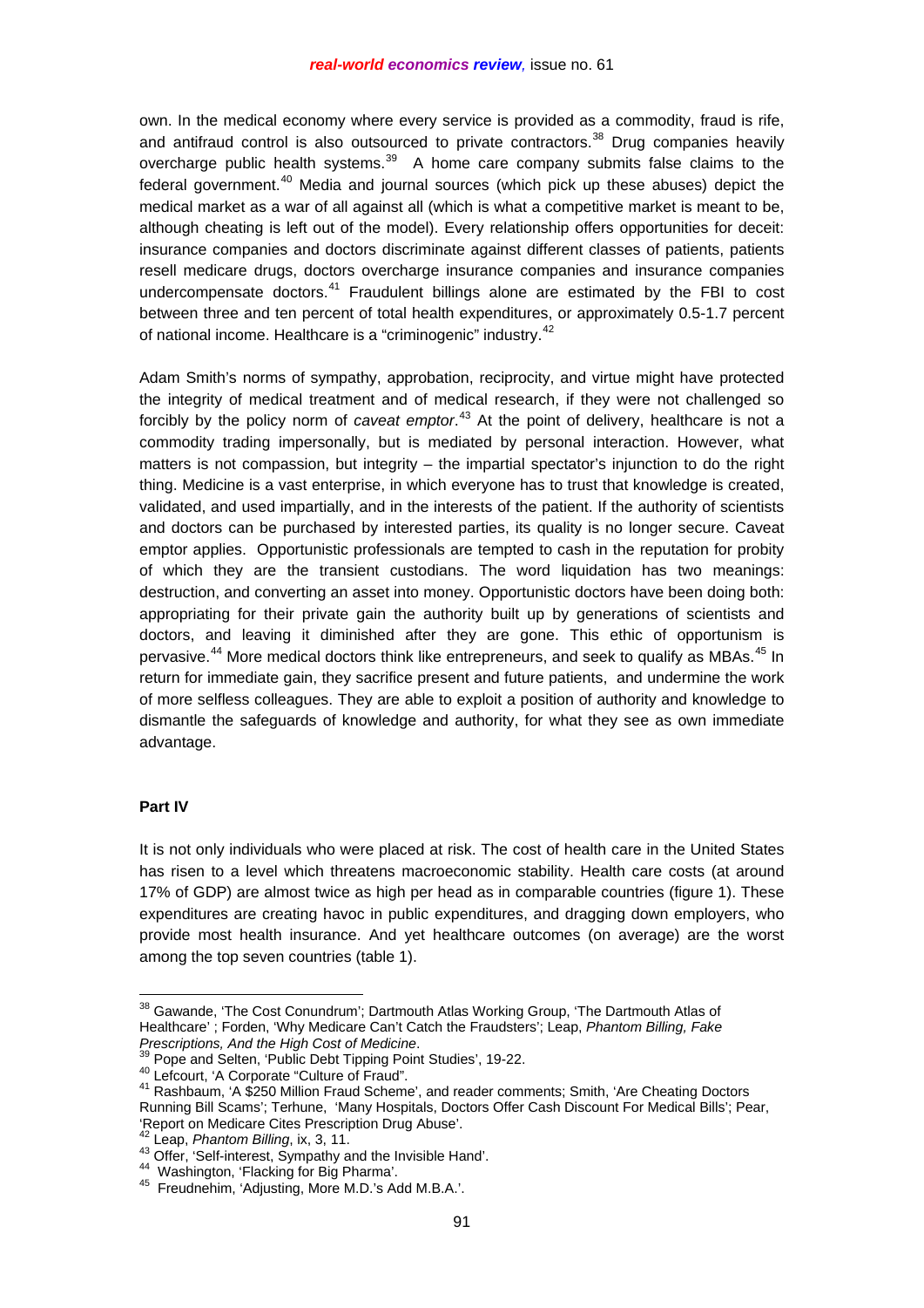own. In the medical economy where every service is provided as a commodity, fraud is rife, and antifraud control is also outsourced to private contractors.[38] Drug companies heavily overcharge public health systems.[39] A home care company submits false claims to the federal government.[40] Media and journal sources (which pick up these abuses) depict the medical market as a war of all against all (which is what a competitive market is meant to be, although cheating is left out of the model). Every relationship offers opportunities for deceit: insurance companies and doctors discriminate against different classes of patients, patients resell medicare drugs, doctors overcharge insurance companies and insurance companies undercompensate doctors.[41] Fraudulent billings alone are estimated by the FBI to cost between three and ten percent of total health expenditures, or approximately 0.5-1.7 percent of national income. Healthcare is a "criminogenic" industry.[42]

Adam Smith's norms of sympathy, approbation, reciprocity, and virtue might have protected the integrity of medical treatment and of medical research, if they were not challenged so forcibly by the policy norm of *caveat emptor*.[43] At the point of delivery, healthcare is not a commodity trading impersonally, but is mediated by personal interaction. However, what matters is not compassion, but integrity – the impartial spectator's injunction to do the right thing. Medicine is a vast enterprise, in which everyone has to trust that knowledge is created, validated, and used impartially, and in the interests of the patient. If the authority of scientists and doctors can be purchased by interested parties, its quality is no longer secure. Caveat emptor applies. Opportunistic professionals are tempted to cash in the reputation for probity of which they are the transient custodians. The word liquidation has two meanings: destruction, and converting an asset into money. Opportunistic doctors have been doing both: appropriating for their private gain the authority built up by generations of scientists and doctors, and leaving it diminished after they are gone. This ethic of opportunism is pervasive.[44] More medical doctors think like entrepreneurs, and seek to qualify as MBAs.[45] In return for immediate gain, they sacrifice present and future patients, and undermine the work of more selfless colleagues. They are able to exploit a position of authority and knowledge to dismantle the safeguards of knowledge and authority, for what they see as own immediate advantage.

**Part IV**

It is not only individuals who were placed at risk. The cost of health care in the United States has risen to a level which threatens macroeconomic stability. Health care costs (at around 17% of GDP) are almost twice as high per head as in comparable countries (figure 1). These expenditures are creating havoc in public expenditures, and dragging down employers, who provide most health insurance. And yet healthcare outcomes (on average) are the worst among the top seven countries (table 1).

---

[38] Gawande, 'The Cost Conundrum'; Dartmouth Atlas Working Group, 'The Dartmouth Atlas of Healthcare' ; Forden, 'Why Medicare Can't Catch the Fraudsters'; Leap, *Phantom Billing, Fake Prescriptions, And the High Cost of Medicine*.

[39] Pope and Selten, 'Public Debt Tipping Point Studies', 19-22.

[40] Lefcourt, 'A Corporate "Culture of Fraud".

[41] Rashbaum, 'A $250 Million Fraud Scheme', and reader comments; Smith, 'Are Cheating Doctors Running Bill Scams'; Terhune, 'Many Hospitals, Doctors Offer Cash Discount For Medical Bills'; Pear, 'Report on Medicare Cites Prescription Drug Abuse'.

[42] Leap, *Phantom Billing*, ix, 3, 11.

[43] Offer, 'Self-interest, Sympathy and the Invisible Hand'.

[44] Washington, 'Flacking for Big Pharma'.

[45] Freudnehim, 'Adjusting, More M.D.'s Add M.B.A.'.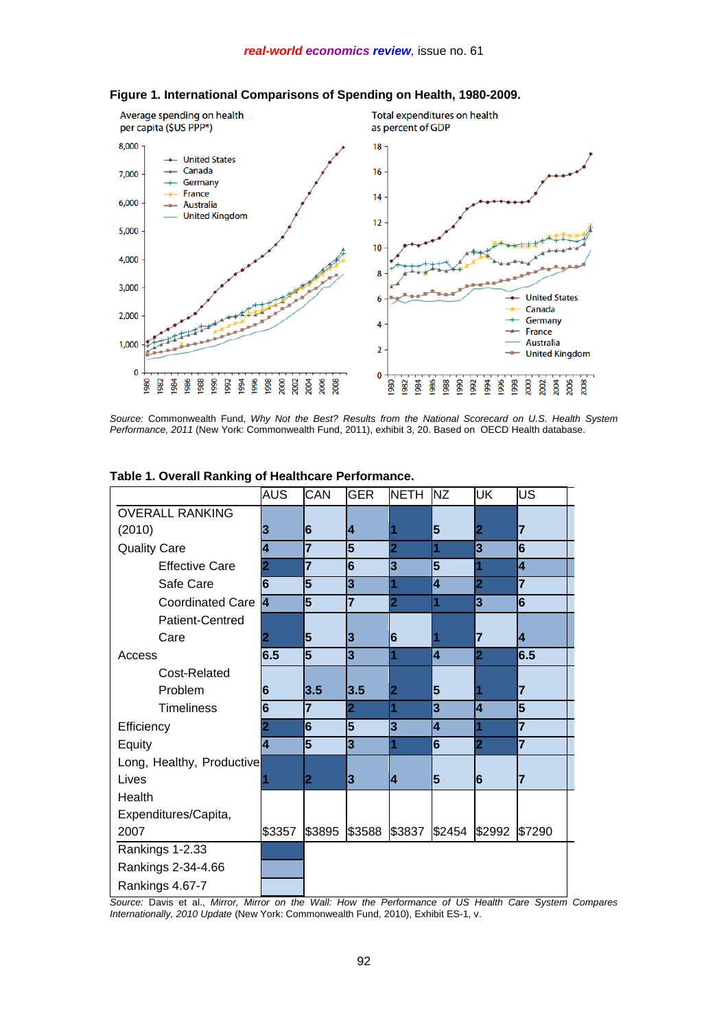**Figure 1. International Comparisons of Spending on Health, 1980-2009.**

Source: Commonwealth Fund, *Why Not the Best? Results from the National Scorecard on U.S. Health System Performance, 2011* (New York: Commonwealth Fund, 2011), exhibit 3, 20. Based on OECD Health database.

**Table 1. Overall Ranking of Healthcare Performance.**

| | AUS | CAN | GER | NETH | NZ | UK | US |
|---|---|---|---|---|---|---|---|
| OVERALL RANKING (2010) | 3 | 6 | 4 | 1 | 5 | 2 | 7 |
| Quality Care | 4 | 7 | 5 | 2 | 1 | 3 | 6 |
| Effective Care | 2 | 7 | 6 | 3 | 5 | 1 | 4 |
| Safe Care | 6 | 5 | 3 | 1 | 4 | 2 | 7 |
| Coordinated Care | 4 | 5 | 7 | 2 | 1 | 3 | 6 |
| Patient-Centred Care | 2 | 5 | 3 | 6 | 1 | 7 | 4 |
| Access | 6.5 | 5 | 3 | 1 | 4 | 2 | 6.5 |
| Cost-Related Problem | 6 | 3.5 | 3.5 | 2 | 5 | 1 | 7 |
| Timeliness | 6 | 7 | 2 | 1 | 3 | 4 | 5 |
| Efficiency | 2 | 6 | 5 | 3 | 4 | 1 | 7 |
| Equity | 4 | 5 | 3 | 1 | 6 | 2 | 7 |
| Long, Healthy, Productive Lives | 1 | 2 | 3 | 4 | 5 | 6 | 7 |
| Health Expenditures/Capita, 2007 | $3357 | $3895 | $3588 | $3837 | $2454 | $2992 | $7290 |
| Rankings 1-2.33 | | | | | | | |
| Rankings 2-34-4.66 | | | | | | | |
| Rankings 4.67-7 | | | | | | | |

Source: Davis et al., *Mirror, Mirror on the Wall: How the Performance of US Health Care System Compares Internationally, 2010 Update* (New York: Commonwealth Fund, 2010), Exhibit ES-1, v.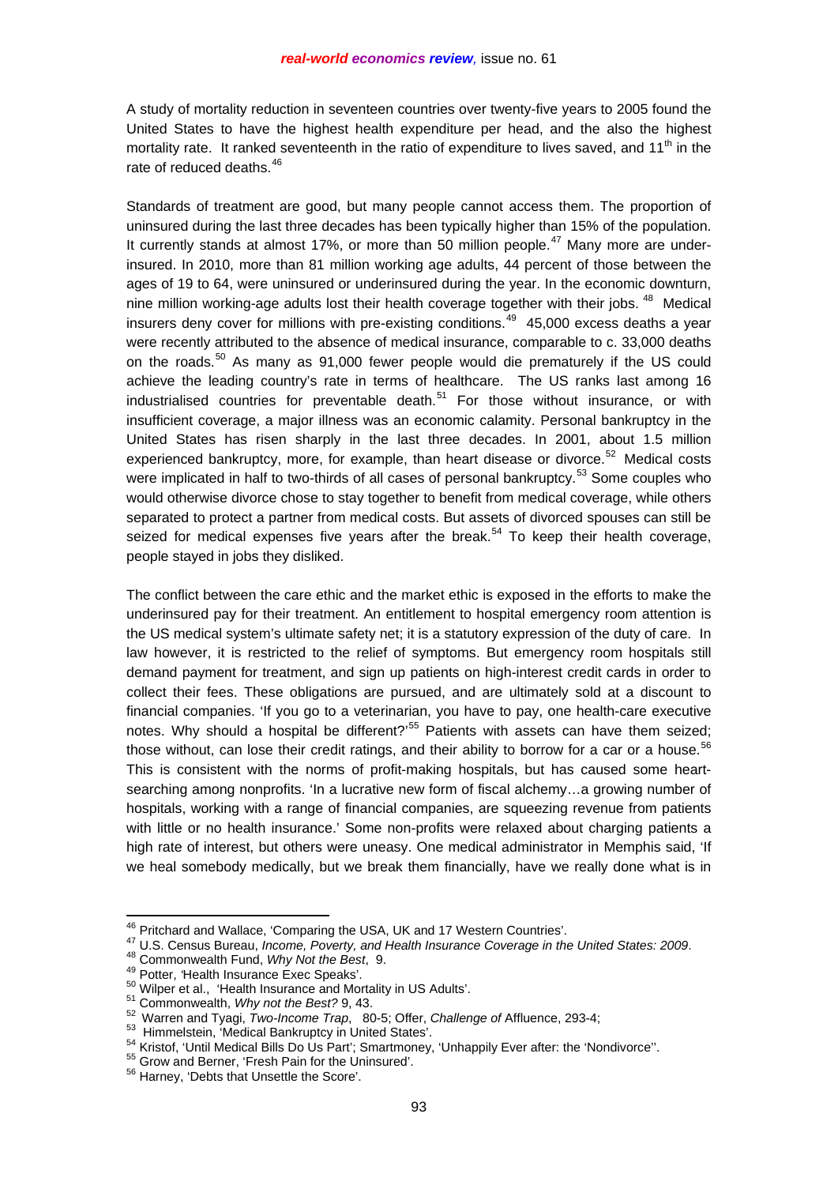A study of mortality reduction in seventeen countries over twenty-five years to 2005 found the United States to have the highest health expenditure per head, and the also the highest mortality rate. It ranked seventeenth in the ratio of expenditure to lives saved, and 11th in the rate of reduced deaths.[46]

Standards of treatment are good, but many people cannot access them. The proportion of uninsured during the last three decades has been typically higher than 15% of the population. It currently stands at almost 17%, or more than 50 million people.[47] Many more are under-insured. In 2010, more than 81 million working age adults, 44 percent of those between the ages of 19 to 64, were uninsured or underinsured during the year. In the economic downturn, nine million working-age adults lost their health coverage together with their jobs.[48] Medical insurers deny cover for millions with pre-existing conditions.[49] 45,000 excess deaths a year were recently attributed to the absence of medical insurance, comparable to c. 33,000 deaths on the roads.[50] As many as 91,000 fewer people would die prematurely if the US could achieve the leading country's rate in terms of healthcare. The US ranks last among 16 industrialised countries for preventable death.[51] For those without insurance, or with insufficient coverage, a major illness was an economic calamity. Personal bankruptcy in the United States has risen sharply in the last three decades. In 2001, about 1.5 million experienced bankruptcy, more, for example, than heart disease or divorce.[52] Medical costs were implicated in half to two-thirds of all cases of personal bankruptcy.[53] Some couples who would otherwise divorce chose to stay together to benefit from medical coverage, while others separated to protect a partner from medical costs. But assets of divorced spouses can still be seized for medical expenses five years after the break.[54] To keep their health coverage, people stayed in jobs they disliked.

The conflict between the care ethic and the market ethic is exposed in the efforts to make the underinsured pay for their treatment. An entitlement to hospital emergency room attention is the US medical system's ultimate safety net; it is a statutory expression of the duty of care. In law however, it is restricted to the relief of symptoms. But emergency room hospitals still demand payment for treatment, and sign up patients on high-interest credit cards in order to collect their fees. These obligations are pursued, and are ultimately sold at a discount to financial companies. 'If you go to a veterinarian, you have to pay, one health-care executive notes. Why should a hospital be different?'[55] Patients with assets can have them seized; those without, can lose their credit ratings, and their ability to borrow for a car or a house.[56] This is consistent with the norms of profit-making hospitals, but has caused some heart-searching among nonprofits. 'In a lucrative new form of fiscal alchemy…a growing number of hospitals, working with a range of financial companies, are squeezing revenue from patients with little or no health insurance.' Some non-profits were relaxed about charging patients a high rate of interest, but others were uneasy. One medical administrator in Memphis said, 'If we heal somebody medically, but we break them financially, have we really done what is in

---

[46] Pritchard and Wallace, 'Comparing the USA, UK and 17 Western Countries'.

[47] U.S. Census Bureau, *Income, Poverty, and Health Insurance Coverage in the United States: 2009*.

[48] Commonwealth Fund, *Why Not the Best*, 9.

[49] Potter, 'Health Insurance Exec Speaks'.

[50] Wilper et al., 'Health Insurance and Mortality in US Adults'.

[51] Commonwealth, *Why not the Best?* 9, 43.

[52] Warren and Tyagi, *Two-Income Trap*, 80-5; Offer, *Challenge of* Affluence, 293-4;

[53] Himmelstein, 'Medical Bankruptcy in United States'.

[54] Kristof, 'Until Medical Bills Do Us Part'; Smartmoney, 'Unhappily Ever after: the 'Nondivorce''.

[55] Grow and Berner, 'Fresh Pain for the Uninsured'.

[56] Harney, 'Debts that Unsettle the Score'.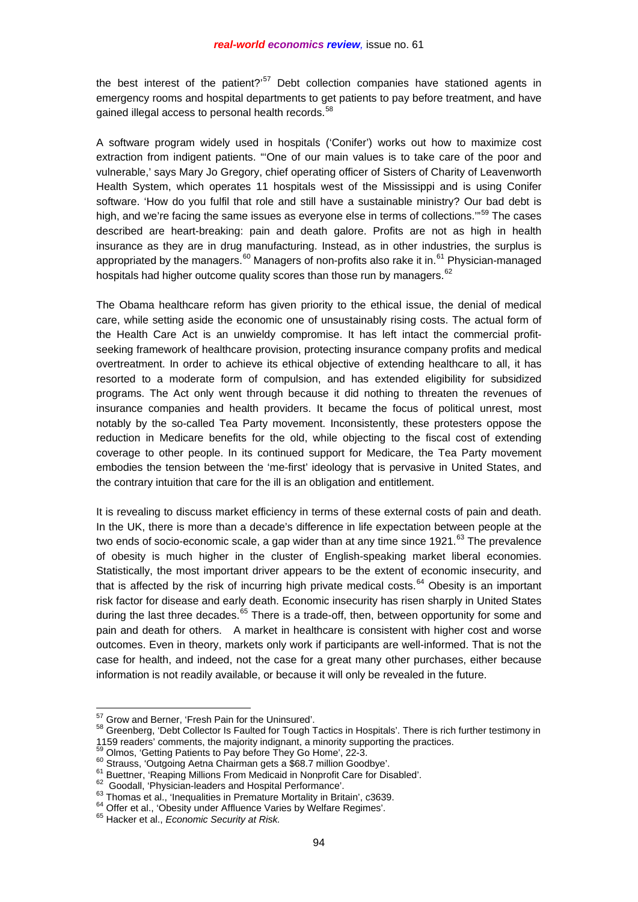the best interest of the patient?'[57] Debt collection companies have stationed agents in emergency rooms and hospital departments to get patients to pay before treatment, and have gained illegal access to personal health records.[58]

A software program widely used in hospitals ('Conifer') works out how to maximize cost extraction from indigent patients. "'One of our main values is to take care of the poor and vulnerable,' says Mary Jo Gregory, chief operating officer of Sisters of Charity of Leavenworth Health System, which operates 11 hospitals west of the Mississippi and is using Conifer software. 'How do you fulfil that role and still have a sustainable ministry? Our bad debt is high, and we're facing the same issues as everyone else in terms of collections.'"[59] The cases described are heart-breaking: pain and death galore. Profits are not as high in health insurance as they are in drug manufacturing. Instead, as in other industries, the surplus is appropriated by the managers.[60] Managers of non-profits also rake it in.[61] Physician-managed hospitals had higher outcome quality scores than those run by managers.[62]

The Obama healthcare reform has given priority to the ethical issue, the denial of medical care, while setting aside the economic one of unsustainably rising costs. The actual form of the Health Care Act is an unwieldy compromise. It has left intact the commercial profit-seeking framework of healthcare provision, protecting insurance company profits and medical overtreatment. In order to achieve its ethical objective of extending healthcare to all, it has resorted to a moderate form of compulsion, and has extended eligibility for subsidized programs. The Act only went through because it did nothing to threaten the revenues of insurance companies and health providers. It became the focus of political unrest, most notably by the so-called Tea Party movement. Inconsistently, these protesters oppose the reduction in Medicare benefits for the old, while objecting to the fiscal cost of extending coverage to other people. In its continued support for Medicare, the Tea Party movement embodies the tension between the 'me-first' ideology that is pervasive in United States, and the contrary intuition that care for the ill is an obligation and entitlement.

It is revealing to discuss market efficiency in terms of these external costs of pain and death. In the UK, there is more than a decade's difference in life expectation between people at the two ends of socio-economic scale, a gap wider than at any time since 1921.[63] The prevalence of obesity is much higher in the cluster of English-speaking market liberal economies. Statistically, the most important driver appears to be the extent of economic insecurity, and that is affected by the risk of incurring high private medical costs.[64] Obesity is an important risk factor for disease and early death. Economic insecurity has risen sharply in United States during the last three decades.[65] There is a trade-off, then, between opportunity for some and pain and death for others. A market in healthcare is consistent with higher cost and worse outcomes. Even in theory, markets only work if participants are well-informed. That is not the case for health, and indeed, not the case for a great many other purchases, either because information is not readily available, or because it will only be revealed in the future.

---

[57] Grow and Berner, 'Fresh Pain for the Uninsured'.

[58] Greenberg, 'Debt Collector Is Faulted for Tough Tactics in Hospitals'. There is rich further testimony in 1159 readers' comments, the majority indignant, a minority supporting the practices.

[59] Olmos, 'Getting Patients to Pay before They Go Home', 22-3.

[60] Strauss, 'Outgoing Aetna Chairman gets a $68.7 million Goodbye'.

[61] Buettner, 'Reaping Millions From Medicaid in Nonprofit Care for Disabled'.

[62] Goodall, 'Physician-leaders and Hospital Performance'.

[63] Thomas et al., 'Inequalities in Premature Mortality in Britain', c3639.

[64] Offer et al., 'Obesity under Affluence Varies by Welfare Regimes'.

[65] Hacker et al., *Economic Security at Risk.*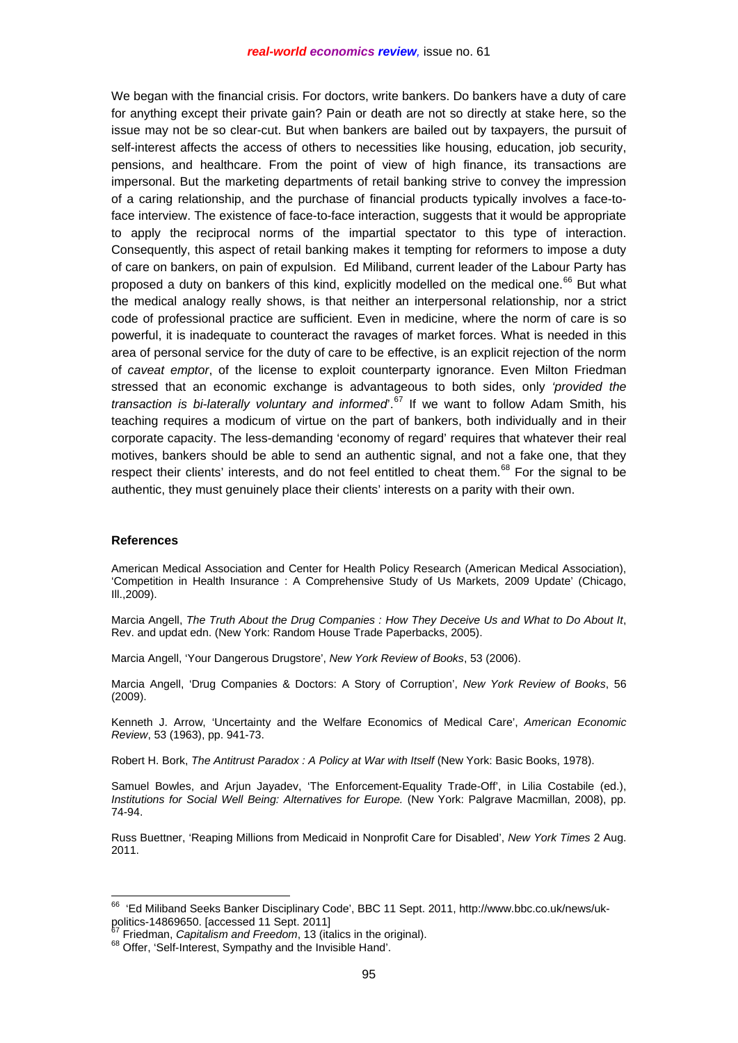We began with the financial crisis. For doctors, write bankers. Do bankers have a duty of care for anything except their private gain? Pain or death are not so directly at stake here, so the issue may not be so clear-cut. But when bankers are bailed out by taxpayers, the pursuit of self-interest affects the access of others to necessities like housing, education, job security, pensions, and healthcare. From the point of view of high finance, its transactions are impersonal. But the marketing departments of retail banking strive to convey the impression of a caring relationship, and the purchase of financial products typically involves a face-to-face interview. The existence of face-to-face interaction, suggests that it would be appropriate to apply the reciprocal norms of the impartial spectator to this type of interaction. Consequently, this aspect of retail banking makes it tempting for reformers to impose a duty of care on bankers, on pain of expulsion. Ed Miliband, current leader of the Labour Party has proposed a duty on bankers of this kind, explicitly modelled on the medical one.[66] But what the medical analogy really shows, is that neither an interpersonal relationship, nor a strict code of professional practice are sufficient. Even in medicine, where the norm of care is so powerful, it is inadequate to counteract the ravages of market forces. What is needed in this area of personal service for the duty of care to be effective, is an explicit rejection of the norm of *caveat emptor*, of the license to exploit counterparty ignorance. Even Milton Friedman stressed that an economic exchange is advantageous to both sides, only *'provided the transaction is bi-laterally voluntary and informed*'.[67] If we want to follow Adam Smith, his teaching requires a modicum of virtue on the part of bankers, both individually and in their corporate capacity. The less-demanding 'economy of regard' requires that whatever their real motives, bankers should be able to send an authentic signal, and not a fake one, that they respect their clients' interests, and do not feel entitled to cheat them.[68] For the signal to be authentic, they must genuinely place their clients' interests on a parity with their own.

#### References

American Medical Association and Center for Health Policy Research (American Medical Association), 'Competition in Health Insurance : A Comprehensive Study of Us Markets, 2009 Update' (Chicago, Ill.,2009).

Marcia Angell, *The Truth About the Drug Companies : How They Deceive Us and What to Do About It*, Rev. and updat edn. (New York: Random House Trade Paperbacks, 2005).

Marcia Angell, 'Your Dangerous Drugstore', *New York Review of Books*, 53 (2006).

Marcia Angell, 'Drug Companies & Doctors: A Story of Corruption', *New York Review of Books*, 56 (2009).

Kenneth J. Arrow, 'Uncertainty and the Welfare Economics of Medical Care', *American Economic Review*, 53 (1963), pp. 941-73.

Robert H. Bork, *The Antitrust Paradox : A Policy at War with Itself* (New York: Basic Books, 1978).

Samuel Bowles, and Arjun Jayadev, 'The Enforcement-Equality Trade-Off', in Lilia Costabile (ed.), *Institutions for Social Well Being: Alternatives for Europe.* (New York: Palgrave Macmillan, 2008), pp. 74-94.

Russ Buettner, 'Reaping Millions from Medicaid in Nonprofit Care for Disabled', *New York Times* 2 Aug. 2011.

---

[66] 'Ed Miliband Seeks Banker Disciplinary Code', BBC 11 Sept. 2011, http://www.bbc.co.uk/news/uk-politics-14869650. [accessed 11 Sept. 2011]

[67] Friedman, *Capitalism and Freedom*, 13 (italics in the original).

[68] Offer, 'Self-Interest, Sympathy and the Invisible Hand'.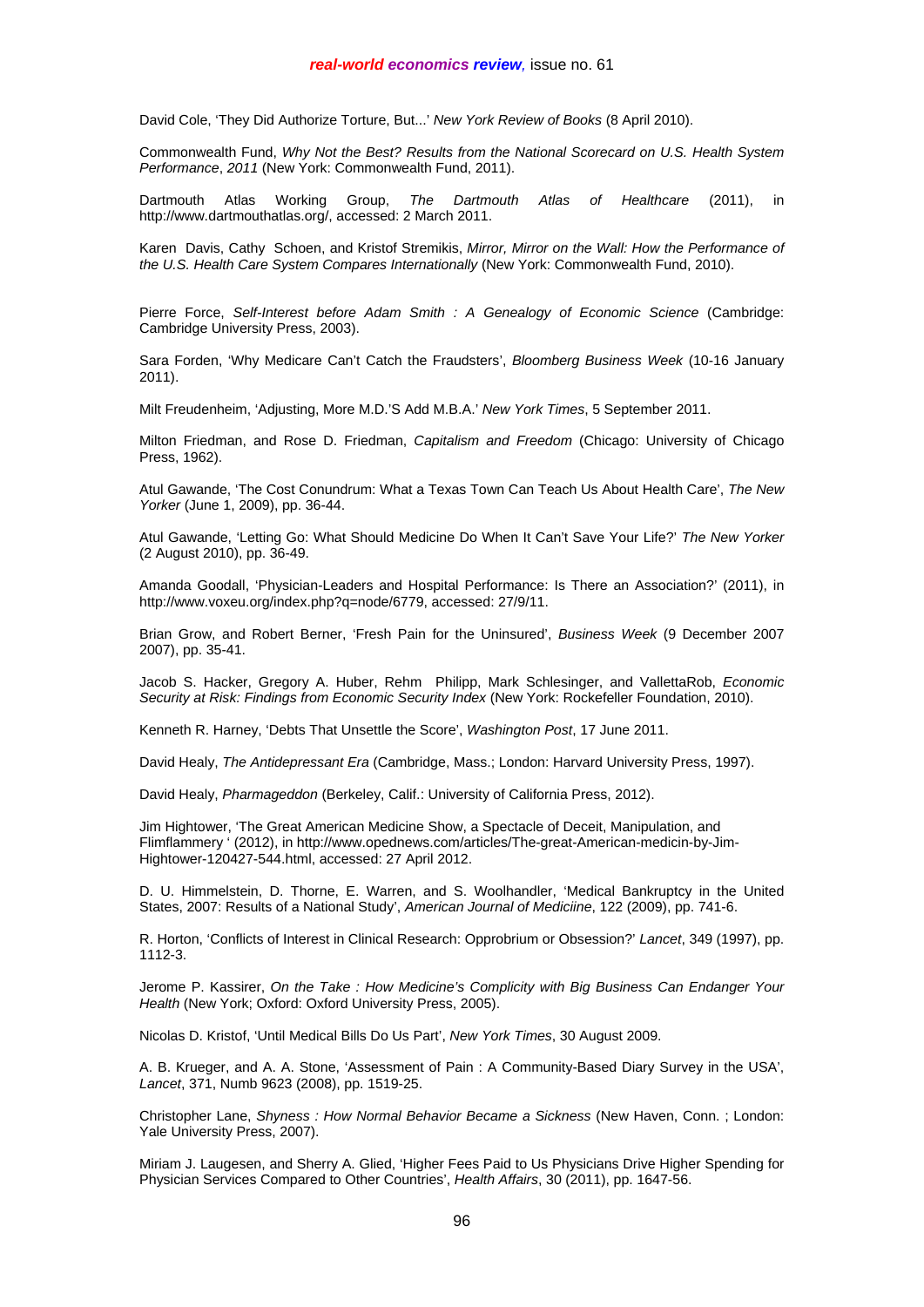David Cole, 'They Did Authorize Torture, But...' *New York Review of Books* (8 April 2010).

Commonwealth Fund, *Why Not the Best? Results from the National Scorecard on U.S. Health System Performance*, *2011* (New York: Commonwealth Fund, 2011).

Dartmouth Atlas Working Group, *The Dartmouth Atlas of Healthcare* (2011), in http://www.dartmouthatlas.org/, accessed: 2 March 2011.

Karen Davis, Cathy Schoen, and Kristof Stremikis, *Mirror, Mirror on the Wall: How the Performance of the U.S. Health Care System Compares Internationally* (New York: Commonwealth Fund, 2010).

Pierre Force, *Self-Interest before Adam Smith : A Genealogy of Economic Science* (Cambridge: Cambridge University Press, 2003).

Sara Forden, 'Why Medicare Can't Catch the Fraudsters', *Bloomberg Business Week* (10-16 January 2011).

Milt Freudenheim, 'Adjusting, More M.D.'S Add M.B.A.' *New York Times*, 5 September 2011.

Milton Friedman, and Rose D. Friedman, *Capitalism and Freedom* (Chicago: University of Chicago Press, 1962).

Atul Gawande, 'The Cost Conundrum: What a Texas Town Can Teach Us About Health Care', *The New Yorker* (June 1, 2009), pp. 36-44.

Atul Gawande, 'Letting Go: What Should Medicine Do When It Can't Save Your Life?' *The New Yorker* (2 August 2010), pp. 36-49.

Amanda Goodall, 'Physician-Leaders and Hospital Performance: Is There an Association?' (2011), in http://www.voxeu.org/index.php?q=node/6779, accessed: 27/9/11.

Brian Grow, and Robert Berner, 'Fresh Pain for the Uninsured', *Business Week* (9 December 2007 2007), pp. 35-41.

Jacob S. Hacker, Gregory A. Huber, Rehm Philipp, Mark Schlesinger, and VallettaRob, *Economic Security at Risk: Findings from Economic Security Index* (New York: Rockefeller Foundation, 2010).

Kenneth R. Harney, 'Debts That Unsettle the Score', *Washington Post*, 17 June 2011.

David Healy, *The Antidepressant Era* (Cambridge, Mass.; London: Harvard University Press, 1997).

David Healy, *Pharmageddon* (Berkeley, Calif.: University of California Press, 2012).

Jim Hightower, 'The Great American Medicine Show, a Spectacle of Deceit, Manipulation, and Flimflammery ' (2012), in http://www.opednews.com/articles/The-great-American-medicin-by-Jim-Hightower-120427-544.html, accessed: 27 April 2012.

D. U. Himmelstein, D. Thorne, E. Warren, and S. Woolhandler, 'Medical Bankruptcy in the United States, 2007: Results of a National Study', *American Journal of Mediciine*, 122 (2009), pp. 741-6.

R. Horton, 'Conflicts of Interest in Clinical Research: Opprobrium or Obsession?' *Lancet*, 349 (1997), pp. 1112-3.

Jerome P. Kassirer, *On the Take : How Medicine's Complicity with Big Business Can Endanger Your Health* (New York; Oxford: Oxford University Press, 2005).

Nicolas D. Kristof, 'Until Medical Bills Do Us Part', *New York Times*, 30 August 2009.

A. B. Krueger, and A. A. Stone, 'Assessment of Pain : A Community-Based Diary Survey in the USA', *Lancet*, 371, Numb 9623 (2008), pp. 1519-25.

Christopher Lane, *Shyness : How Normal Behavior Became a Sickness* (New Haven, Conn. ; London: Yale University Press, 2007).

Miriam J. Laugesen, and Sherry A. Glied, 'Higher Fees Paid to Us Physicians Drive Higher Spending for Physician Services Compared to Other Countries', *Health Affairs*, 30 (2011), pp. 1647-56.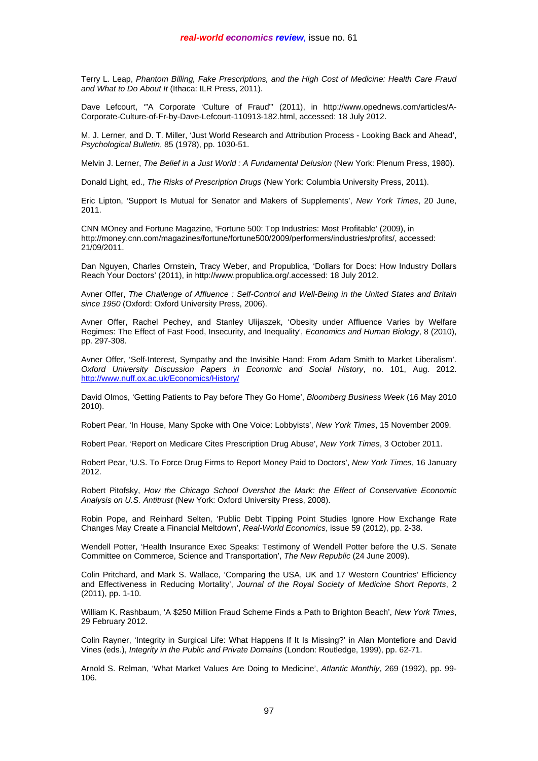Terry L. Leap, *Phantom Billing, Fake Prescriptions, and the High Cost of Medicine: Health Care Fraud and What to Do About It* (Ithaca: ILR Press, 2011).

Dave Lefcourt, '"A Corporate 'Culture of Fraud"' (2011), in http://www.opednews.com/articles/A-Corporate-Culture-of-Fr-by-Dave-Lefcourt-110913-182.html, accessed: 18 July 2012.

M. J. Lerner, and D. T. Miller, 'Just World Research and Attribution Process - Looking Back and Ahead', *Psychological Bulletin*, 85 (1978), pp. 1030-51.

Melvin J. Lerner, *The Belief in a Just World : A Fundamental Delusion* (New York: Plenum Press, 1980).

Donald Light, ed., *The Risks of Prescription Drugs* (New York: Columbia University Press, 2011).

Eric Lipton, 'Support Is Mutual for Senator and Makers of Supplements', *New York Times*, 20 June, 2011.

CNN MOney and Fortune Magazine, 'Fortune 500: Top Industries: Most Profitable' (2009), in http://money.cnn.com/magazines/fortune/fortune500/2009/performers/industries/profits/, accessed: 21/09/2011.

Dan Nguyen, Charles Ornstein, Tracy Weber, and Propublica, 'Dollars for Docs: How Industry Dollars Reach Your Doctors' (2011), in http://www.propublica.org/.accessed: 18 July 2012.

Avner Offer, *The Challenge of Affluence : Self-Control and Well-Being in the United States and Britain since 1950* (Oxford: Oxford University Press, 2006).

Avner Offer, Rachel Pechey, and Stanley Ulijaszek, 'Obesity under Affluence Varies by Welfare Regimes: The Effect of Fast Food, Insecurity, and Inequality', *Economics and Human Biology*, 8 (2010), pp. 297-308.

Avner Offer, 'Self-Interest, Sympathy and the Invisible Hand: From Adam Smith to Market Liberalism'. *Oxford University Discussion Papers in Economic and Social History*, no. 101, Aug. 2012. http://www.nuff.ox.ac.uk/Economics/History/

David Olmos, 'Getting Patients to Pay before They Go Home', *Bloomberg Business Week* (16 May 2010 2010).

Robert Pear, 'In House, Many Spoke with One Voice: Lobbyists', *New York Times*, 15 November 2009.

Robert Pear, 'Report on Medicare Cites Prescription Drug Abuse', *New York Times*, 3 October 2011.

Robert Pear, 'U.S. To Force Drug Firms to Report Money Paid to Doctors', *New York Times*, 16 January 2012.

Robert Pitofsky, *How the Chicago School Overshot the Mark: the Effect of Conservative Economic Analysis on U.S. Antitrust* (New York: Oxford University Press, 2008).

Robin Pope, and Reinhard Selten, 'Public Debt Tipping Point Studies Ignore How Exchange Rate Changes May Create a Financial Meltdown', *Real-World Economics*, issue 59 (2012), pp. 2-38.

Wendell Potter, 'Health Insurance Exec Speaks: Testimony of Wendell Potter before the U.S. Senate Committee on Commerce, Science and Transportation', *The New Republic* (24 June 2009).

Colin Pritchard, and Mark S. Wallace, 'Comparing the USA, UK and 17 Western Countries' Efficiency and Effectiveness in Reducing Mortality', *Journal of the Royal Society of Medicine Short Reports*, 2 (2011), pp. 1-10.

William K. Rashbaum, 'A $250 Million Fraud Scheme Finds a Path to Brighton Beach', *New York Times*, 29 February 2012.

Colin Rayner, 'Integrity in Surgical Life: What Happens If It Is Missing?' in Alan Montefiore and David Vines (eds.), *Integrity in the Public and Private Domains* (London: Routledge, 1999), pp. 62-71.

Arnold S. Relman, 'What Market Values Are Doing to Medicine', *Atlantic Monthly*, 269 (1992), pp. 99-106.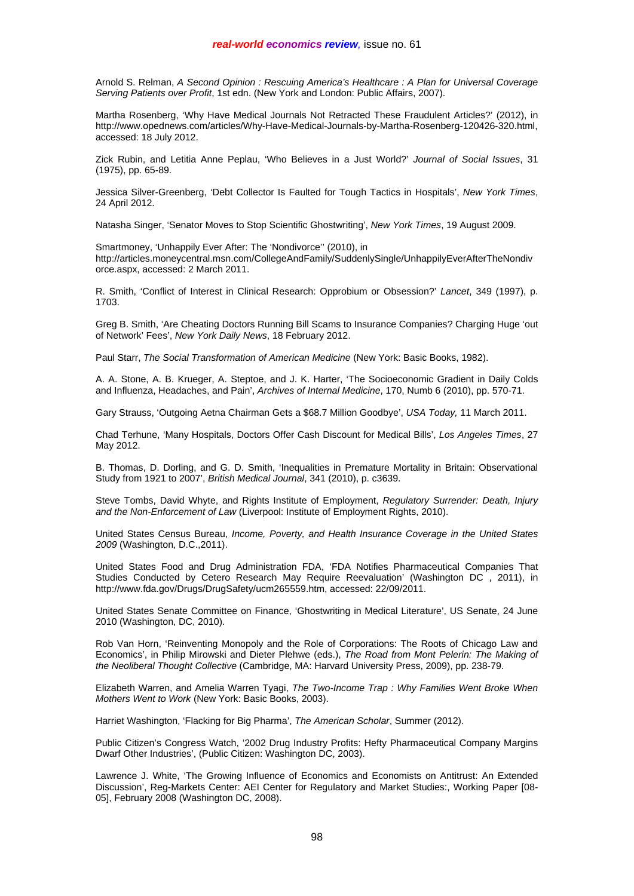Arnold S. Relman, *A Second Opinion : Rescuing America's Healthcare : A Plan for Universal Coverage Serving Patients over Profit*, 1st edn. (New York and London: Public Affairs, 2007).

Martha Rosenberg, 'Why Have Medical Journals Not Retracted These Fraudulent Articles?' (2012), in http://www.opednews.com/articles/Why-Have-Medical-Journals-by-Martha-Rosenberg-120426-320.html, accessed: 18 July 2012.

Zick Rubin, and Letitia Anne Peplau, 'Who Believes in a Just World?' *Journal of Social Issues*, 31 (1975), pp. 65-89.

Jessica Silver-Greenberg, 'Debt Collector Is Faulted for Tough Tactics in Hospitals', *New York Times*, 24 April 2012.

Natasha Singer, 'Senator Moves to Stop Scientific Ghostwriting', *New York Times*, 19 August 2009.

Smartmoney, 'Unhappily Ever After: The 'Nondivorce'' (2010), in http://articles.moneycentral.msn.com/CollegeAndFamily/SuddenlySingle/UnhappilyEverAfterTheNondivorce.aspx, accessed: 2 March 2011.

R. Smith, 'Conflict of Interest in Clinical Research: Opprobium or Obsession?' *Lancet*, 349 (1997), p. 1703.

Greg B. Smith, 'Are Cheating Doctors Running Bill Scams to Insurance Companies? Charging Huge 'out of Network' Fees', *New York Daily News*, 18 February 2012.

Paul Starr, *The Social Transformation of American Medicine* (New York: Basic Books, 1982).

A. A. Stone, A. B. Krueger, A. Steptoe, and J. K. Harter, 'The Socioeconomic Gradient in Daily Colds and Influenza, Headaches, and Pain', *Archives of Internal Medicine*, 170, Numb 6 (2010), pp. 570-71.

Gary Strauss, 'Outgoing Aetna Chairman Gets a $68.7 Million Goodbye', *USA Today,* 11 March 2011.

Chad Terhune, 'Many Hospitals, Doctors Offer Cash Discount for Medical Bills', *Los Angeles Times*, 27 May 2012.

B. Thomas, D. Dorling, and G. D. Smith, 'Inequalities in Premature Mortality in Britain: Observational Study from 1921 to 2007', *British Medical Journal*, 341 (2010), p. c3639.

Steve Tombs, David Whyte, and Rights Institute of Employment, *Regulatory Surrender: Death, Injury and the Non-Enforcement of Law* (Liverpool: Institute of Employment Rights, 2010).

United States Census Bureau, *Income, Poverty, and Health Insurance Coverage in the United States 2009* (Washington, D.C.,2011).

United States Food and Drug Administration FDA, 'FDA Notifies Pharmaceutical Companies That Studies Conducted by Cetero Research May Require Reevaluation' (Washington DC , 2011), in http://www.fda.gov/Drugs/DrugSafety/ucm265559.htm, accessed: 22/09/2011.

United States Senate Committee on Finance, 'Ghostwriting in Medical Literature', US Senate, 24 June 2010 (Washington, DC, 2010).

Rob Van Horn, 'Reinventing Monopoly and the Role of Corporations: The Roots of Chicago Law and Economics', in Philip Mirowski and Dieter Plehwe (eds.), *The Road from Mont Pelerin: The Making of the Neoliberal Thought Collective* (Cambridge, MA: Harvard University Press, 2009), pp. 238-79.

Elizabeth Warren, and Amelia Warren Tyagi, *The Two-Income Trap : Why Families Went Broke When Mothers Went to Work* (New York: Basic Books, 2003).

Harriet Washington, 'Flacking for Big Pharma', *The American Scholar*, Summer (2012).

Public Citizen's Congress Watch, '2002 Drug Industry Profits: Hefty Pharmaceutical Company Margins Dwarf Other Industries', (Public Citizen: Washington DC, 2003).

Lawrence J. White, 'The Growing Influence of Economics and Economists on Antitrust: An Extended Discussion', Reg-Markets Center: AEI Center for Regulatory and Market Studies:, Working Paper [08-05], February 2008 (Washington DC, 2008).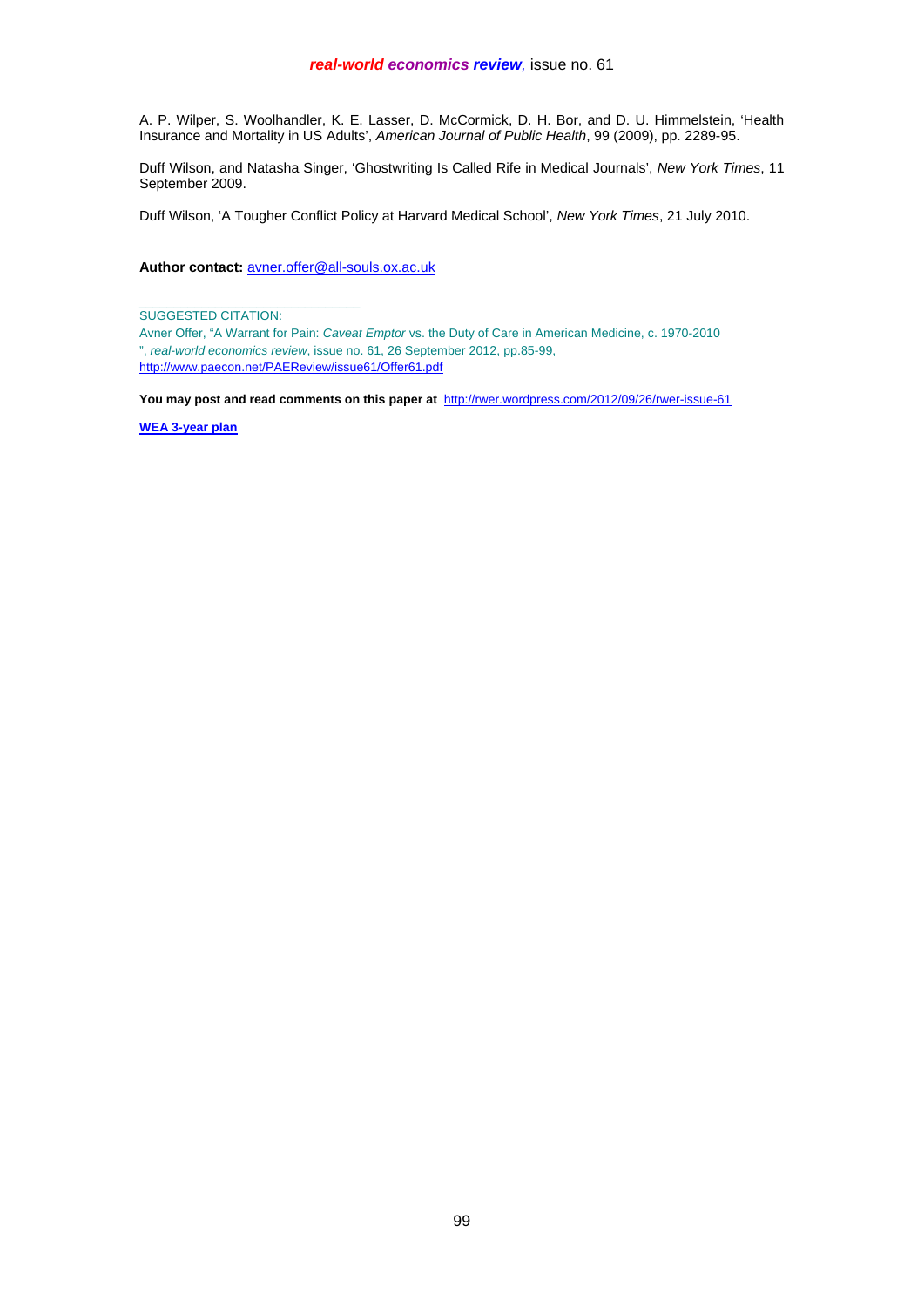A. P. Wilper, S. Woolhandler, K. E. Lasser, D. McCormick, D. H. Bor, and D. U. Himmelstein, 'Health Insurance and Mortality in US Adults', *American Journal of Public Health*, 99 (2009), pp. 2289-95.

Duff Wilson, and Natasha Singer, 'Ghostwriting Is Called Rife in Medical Journals', *New York Times*, 11 September 2009.

Duff Wilson, 'A Tougher Conflict Policy at Harvard Medical School', *New York Times*, 21 July 2010.

**Author contact:** avner.offer@all-souls.ox.ac.uk

---

SUGGESTED CITATION:
Avner Offer, "A Warrant for Pain: *Caveat Emptor* vs. the Duty of Care in American Medicine, c. 1970-2010 ", *real-world economics review*, issue no. 61, 26 September 2012, pp.85-99, http://www.paecon.net/PAEReview/issue61/Offer61.pdf

**You may post and read comments on this paper at** http://rwer.wordpress.com/2012/09/26/rwer-issue-61

**WEA 3-year plan**